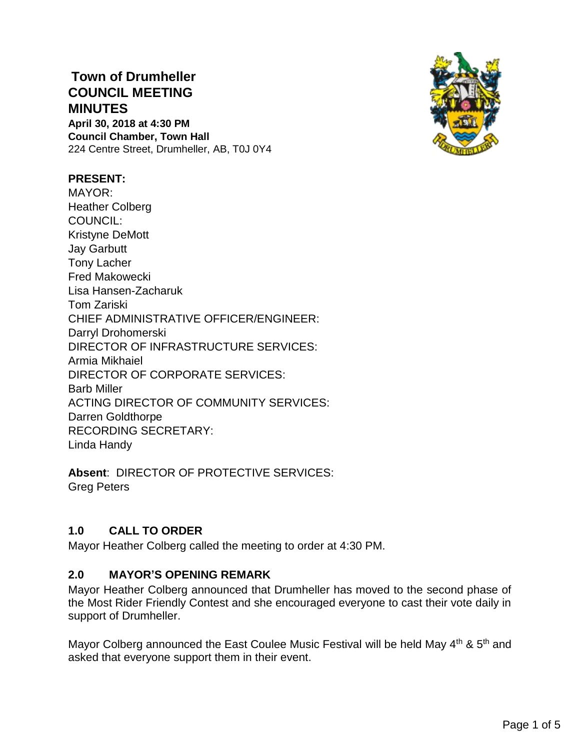# Town of Drumheller
# COUNCIL MEETING
# MINUTES

**April 30, 2018 at 4:30 PM**
**Council Chamber, Town Hall**
224 Centre Street, Drumheller, AB, T0J 0Y4

**PRESENT:**
MAYOR:
Heather Colberg
COUNCIL:
Kristyne DeMott
Jay Garbutt
Tony Lacher
Fred Makowecki
Lisa Hansen-Zacharuk
Tom Zariski
CHIEF ADMINISTRATIVE OFFICER/ENGINEER:
Darryl Drohomerski
DIRECTOR OF INFRASTRUCTURE SERVICES:
Armia Mikhaiel
DIRECTOR OF CORPORATE SERVICES:
Barb Miller
ACTING DIRECTOR OF COMMUNITY SERVICES:
Darren Goldthorpe
RECORDING SECRETARY:
Linda Handy

**Absent**: DIRECTOR OF PROTECTIVE SERVICES:
Greg Peters

## 1.0 CALL TO ORDER

Mayor Heather Colberg called the meeting to order at 4:30 PM.

## 2.0 MAYOR'S OPENING REMARK

Mayor Heather Colberg announced that Drumheller has moved to the second phase of the Most Rider Friendly Contest and she encouraged everyone to cast their vote daily in support of Drumheller.

Mayor Colberg announced the East Coulee Music Festival will be held May 4th & 5th and asked that everyone support them in their event.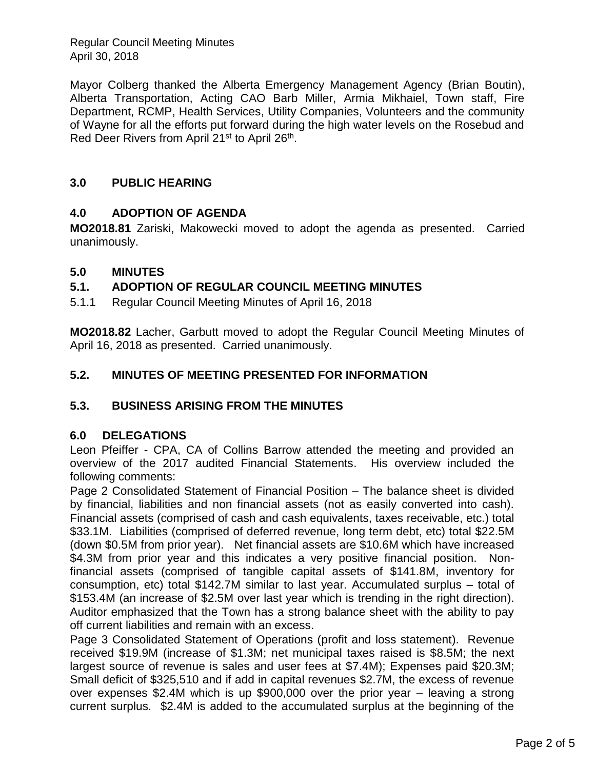Mayor Colberg thanked the Alberta Emergency Management Agency (Brian Boutin), Alberta Transportation, Acting CAO Barb Miller, Armia Mikhaiel, Town staff, Fire Department, RCMP, Health Services, Utility Companies, Volunteers and the community of Wayne for all the efforts put forward during the high water levels on the Rosebud and Red Deer Rivers from April 21st to April 26th.

## 3.0 PUBLIC HEARING

## 4.0 ADOPTION OF AGENDA

**MO2018.81** Zariski, Makowecki moved to adopt the agenda as presented. Carried unanimously.

## 5.0 MINUTES

### 5.1. ADOPTION OF REGULAR COUNCIL MEETING MINUTES

5.1.1 Regular Council Meeting Minutes of April 16, 2018

**MO2018.82** Lacher, Garbutt moved to adopt the Regular Council Meeting Minutes of April 16, 2018 as presented. Carried unanimously.

### 5.2. MINUTES OF MEETING PRESENTED FOR INFORMATION

### 5.3. BUSINESS ARISING FROM THE MINUTES

## 6.0 DELEGATIONS

Leon Pfeiffer - CPA, CA of Collins Barrow attended the meeting and provided an overview of the 2017 audited Financial Statements. His overview included the following comments:

Page 2 Consolidated Statement of Financial Position – The balance sheet is divided by financial, liabilities and non financial assets (not as easily converted into cash). Financial assets (comprised of cash and cash equivalents, taxes receivable, etc.) total \$33.1M. Liabilities (comprised of deferred revenue, long term debt, etc) total \$22.5M (down \$0.5M from prior year). Net financial assets are \$10.6M which have increased \$4.3M from prior year and this indicates a very positive financial position. Non-financial assets (comprised of tangible capital assets of \$141.8M, inventory for consumption, etc) total \$142.7M similar to last year. Accumulated surplus – total of \$153.4M (an increase of \$2.5M over last year which is trending in the right direction). Auditor emphasized that the Town has a strong balance sheet with the ability to pay off current liabilities and remain with an excess.

Page 3 Consolidated Statement of Operations (profit and loss statement). Revenue received \$19.9M (increase of \$1.3M; net municipal taxes raised is \$8.5M; the next largest source of revenue is sales and user fees at \$7.4M); Expenses paid \$20.3M; Small deficit of \$325,510 and if add in capital revenues \$2.7M, the excess of revenue over expenses \$2.4M which is up \$900,000 over the prior year – leaving a strong current surplus. \$2.4M is added to the accumulated surplus at the beginning of the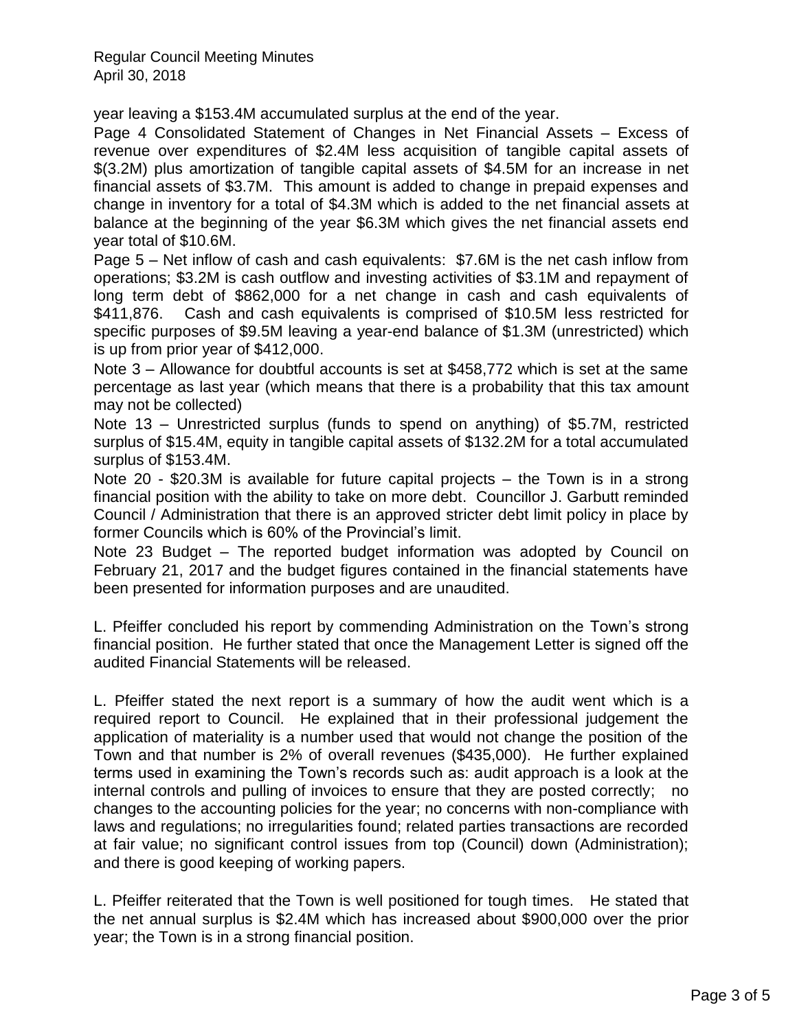year leaving a $153.4M accumulated surplus at the end of the year.

Page 4 Consolidated Statement of Changes in Net Financial Assets – Excess of revenue over expenditures of $2.4M less acquisition of tangible capital assets of $(3.2M) plus amortization of tangible capital assets of $4.5M for an increase in net financial assets of $3.7M. This amount is added to change in prepaid expenses and change in inventory for a total of $4.3M which is added to the net financial assets at balance at the beginning of the year $6.3M which gives the net financial assets end year total of $10.6M.

Page 5 – Net inflow of cash and cash equivalents: $7.6M is the net cash inflow from operations; $3.2M is cash outflow and investing activities of $3.1M and repayment of long term debt of $862,000 for a net change in cash and cash equivalents of $411,876. Cash and cash equivalents is comprised of $10.5M less restricted for specific purposes of $9.5M leaving a year-end balance of $1.3M (unrestricted) which is up from prior year of $412,000.

Note 3 – Allowance for doubtful accounts is set at $458,772 which is set at the same percentage as last year (which means that there is a probability that this tax amount may not be collected)

Note 13 – Unrestricted surplus (funds to spend on anything) of $5.7M, restricted surplus of $15.4M, equity in tangible capital assets of $132.2M for a total accumulated surplus of $153.4M.

Note 20 - $20.3M is available for future capital projects – the Town is in a strong financial position with the ability to take on more debt. Councillor J. Garbutt reminded Council / Administration that there is an approved stricter debt limit policy in place by former Councils which is 60% of the Provincial's limit.

Note 23 Budget – The reported budget information was adopted by Council on February 21, 2017 and the budget figures contained in the financial statements have been presented for information purposes and are unaudited.

L. Pfeiffer concluded his report by commending Administration on the Town's strong financial position. He further stated that once the Management Letter is signed off the audited Financial Statements will be released.

L. Pfeiffer stated the next report is a summary of how the audit went which is a required report to Council. He explained that in their professional judgement the application of materiality is a number used that would not change the position of the Town and that number is 2% of overall revenues ($435,000). He further explained terms used in examining the Town's records such as: audit approach is a look at the internal controls and pulling of invoices to ensure that they are posted correctly; no changes to the accounting policies for the year; no concerns with non-compliance with laws and regulations; no irregularities found; related parties transactions are recorded at fair value; no significant control issues from top (Council) down (Administration); and there is good keeping of working papers.

L. Pfeiffer reiterated that the Town is well positioned for tough times. He stated that the net annual surplus is $2.4M which has increased about $900,000 over the prior year; the Town is in a strong financial position.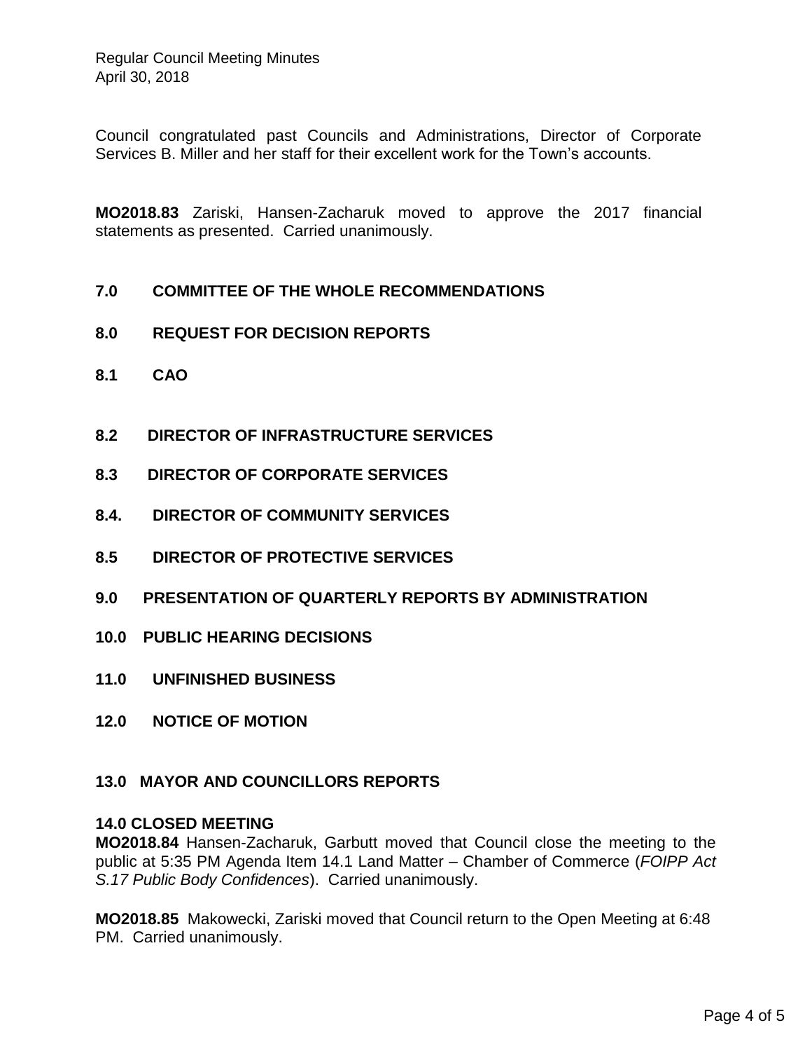Council congratulated past Councils and Administrations, Director of Corporate Services B. Miller and her staff for their excellent work for the Town's accounts.

**MO2018.83** Zariski, Hansen-Zacharuk moved to approve the 2017 financial statements as presented. Carried unanimously.

## 7.0 COMMITTEE OF THE WHOLE RECOMMENDATIONS

## 8.0 REQUEST FOR DECISION REPORTS

### 8.1 CAO

### 8.2 DIRECTOR OF INFRASTRUCTURE SERVICES

### 8.3 DIRECTOR OF CORPORATE SERVICES

### 8.4. DIRECTOR OF COMMUNITY SERVICES

### 8.5 DIRECTOR OF PROTECTIVE SERVICES

## 9.0 PRESENTATION OF QUARTERLY REPORTS BY ADMINISTRATION

## 10.0 PUBLIC HEARING DECISIONS

## 11.0 UNFINISHED BUSINESS

## 12.0 NOTICE OF MOTION

## 13.0 MAYOR AND COUNCILLORS REPORTS

## 14.0 CLOSED MEETING

**MO2018.84** Hansen-Zacharuk, Garbutt moved that Council close the meeting to the public at 5:35 PM Agenda Item 14.1 Land Matter – Chamber of Commerce (*FOIPP Act S.17 Public Body Confidences*). Carried unanimously.

**MO2018.85** Makowecki, Zariski moved that Council return to the Open Meeting at 6:48 PM. Carried unanimously.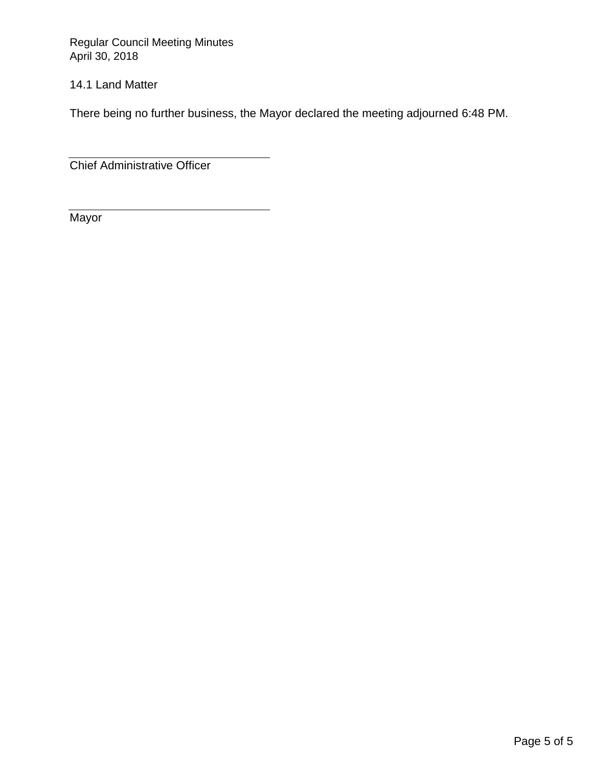14.1 Land Matter

There being no further business, the Mayor declared the meeting adjourned 6:48 PM.

\_\_\_\_\_\_\_\_\_\_\_\_\_\_\_\_\_\_\_\_\_\_\_\_\_\_\_\_\_\_\_\_\_\_
Chief Administrative Officer

\_\_\_\_\_\_\_\_\_\_\_\_\_\_\_\_\_\_\_\_\_\_\_\_\_\_\_\_\_\_\_\_\_\_
Mayor